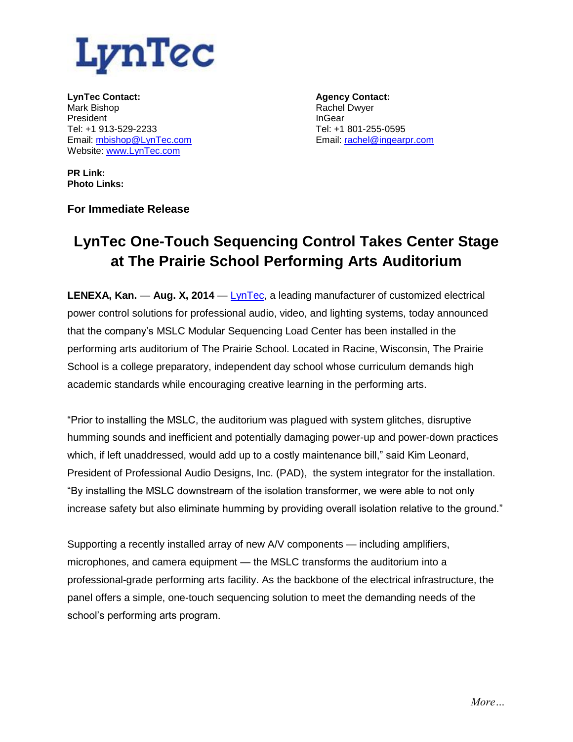LynTec

**LynTec Contact:**
Mark Bishop
President
Tel: +1 913-529-2233
Email: mbishop@LynTec.com
Website: www.LynTec.com

**Agency Contact:**
Rachel Dwyer
InGear
Tel: +1 801-255-0595
Email: rachel@ingearpr.com

**PR Link:**
**Photo Links:**

**For Immediate Release**

# LynTec One-Touch Sequencing Control Takes Center Stage at The Prairie School Performing Arts Auditorium

**LENEXA, Kan.** — **Aug. X, 2014** — LynTec, a leading manufacturer of customized electrical power control solutions for professional audio, video, and lighting systems, today announced that the company's MSLC Modular Sequencing Load Center has been installed in the performing arts auditorium of The Prairie School. Located in Racine, Wisconsin, The Prairie School is a college preparatory, independent day school whose curriculum demands high academic standards while encouraging creative learning in the performing arts.

"Prior to installing the MSLC, the auditorium was plagued with system glitches, disruptive humming sounds and inefficient and potentially damaging power-up and power-down practices which, if left unaddressed, would add up to a costly maintenance bill," said Kim Leonard, President of Professional Audio Designs, Inc. (PAD), the system integrator for the installation. "By installing the MSLC downstream of the isolation transformer, we were able to not only increase safety but also eliminate humming by providing overall isolation relative to the ground."

Supporting a recently installed array of new A/V components — including amplifiers, microphones, and camera equipment — the MSLC transforms the auditorium into a professional-grade performing arts facility. As the backbone of the electrical infrastructure, the panel offers a simple, one-touch sequencing solution to meet the demanding needs of the school's performing arts program.

*More…*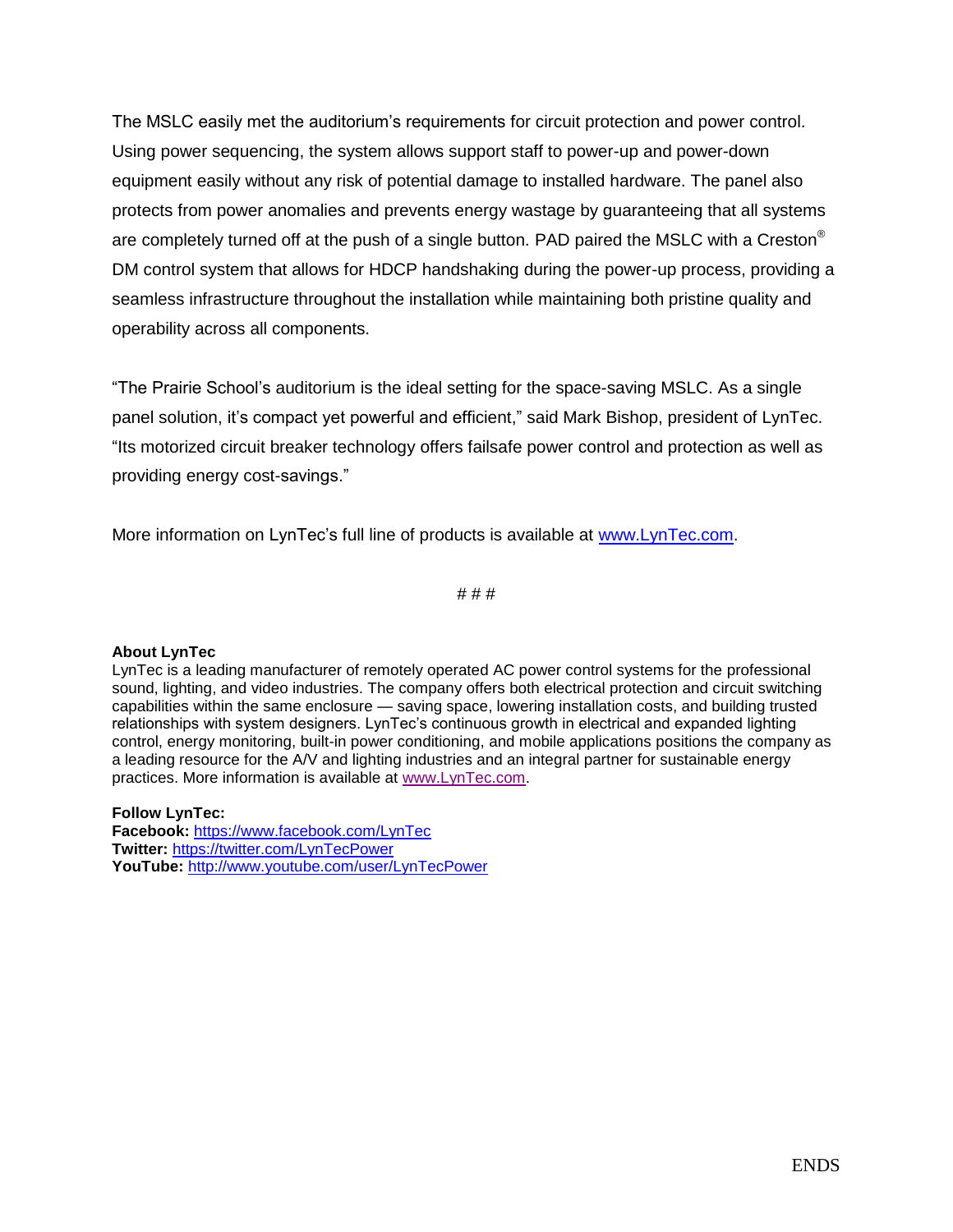The MSLC easily met the auditorium's requirements for circuit protection and power control. Using power sequencing, the system allows support staff to power-up and power-down equipment easily without any risk of potential damage to installed hardware. The panel also protects from power anomalies and prevents energy wastage by guaranteeing that all systems are completely turned off at the push of a single button. PAD paired the MSLC with a Creston® DM control system that allows for HDCP handshaking during the power-up process, providing a seamless infrastructure throughout the installation while maintaining both pristine quality and operability across all components.

"The Prairie School's auditorium is the ideal setting for the space-saving MSLC. As a single panel solution, it's compact yet powerful and efficient," said Mark Bishop, president of LynTec. "Its motorized circuit breaker technology offers failsafe power control and protection as well as providing energy cost-savings."

More information on LynTec's full line of products is available at www.LynTec.com.

# # #

**About LynTec**
LynTec is a leading manufacturer of remotely operated AC power control systems for the professional sound, lighting, and video industries. The company offers both electrical protection and circuit switching capabilities within the same enclosure — saving space, lowering installation costs, and building trusted relationships with system designers. LynTec's continuous growth in electrical and expanded lighting control, energy monitoring, built-in power conditioning, and mobile applications positions the company as a leading resource for the A/V and lighting industries and an integral partner for sustainable energy practices. More information is available at www.LynTec.com.

**Follow LynTec:**
**Facebook:** https://www.facebook.com/LynTec
**Twitter:** https://twitter.com/LynTecPower
**YouTube:** http://www.youtube.com/user/LynTecPower

ENDS